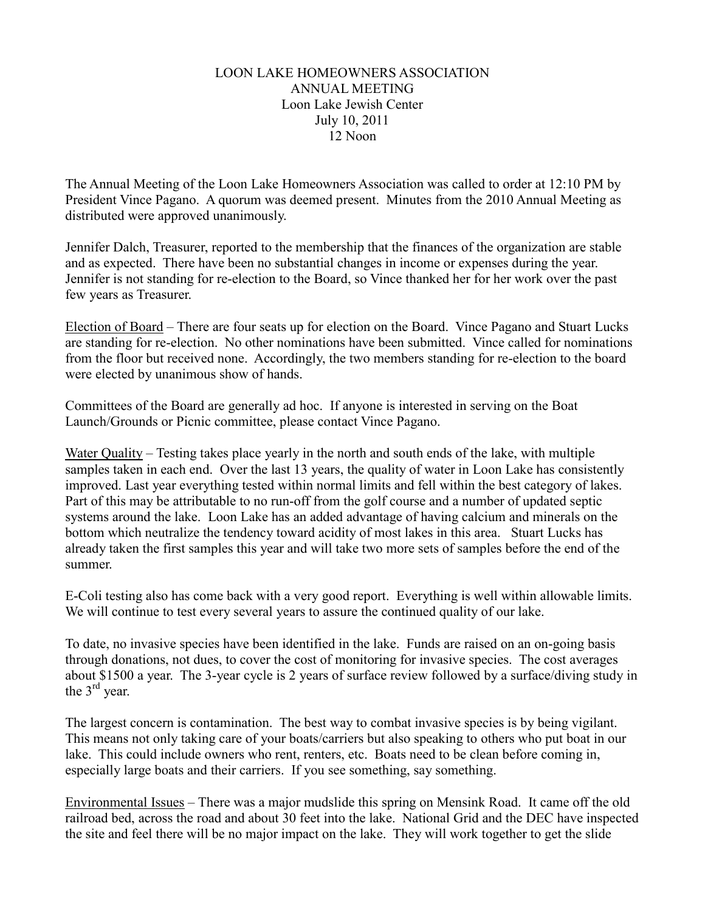LOON LAKE HOMEOWNERS ASSOCIATION
ANNUAL MEETING
Loon Lake Jewish Center
July 10, 2011
12 Noon

The Annual Meeting of the Loon Lake Homeowners Association was called to order at 12:10 PM by President Vince Pagano. A quorum was deemed present. Minutes from the 2010 Annual Meeting as distributed were approved unanimously.

Jennifer Dalch, Treasurer, reported to the membership that the finances of the organization are stable and as expected. There have been no substantial changes in income or expenses during the year. Jennifer is not standing for re-election to the Board, so Vince thanked her for her work over the past few years as Treasurer.

<u>Election of Board</u> – There are four seats up for election on the Board. Vince Pagano and Stuart Lucks are standing for re-election. No other nominations have been submitted. Vince called for nominations from the floor but received none. Accordingly, the two members standing for re-election to the board were elected by unanimous show of hands.

Committees of the Board are generally ad hoc. If anyone is interested in serving on the Boat Launch/Grounds or Picnic committee, please contact Vince Pagano.

<u>Water Quality</u> – Testing takes place yearly in the north and south ends of the lake, with multiple samples taken in each end. Over the last 13 years, the quality of water in Loon Lake has consistently improved. Last year everything tested within normal limits and fell within the best category of lakes. Part of this may be attributable to no run-off from the golf course and a number of updated septic systems around the lake. Loon Lake has an added advantage of having calcium and minerals on the bottom which neutralize the tendency toward acidity of most lakes in this area. Stuart Lucks has already taken the first samples this year and will take two more sets of samples before the end of the summer.

E-Coli testing also has come back with a very good report. Everything is well within allowable limits. We will continue to test every several years to assure the continued quality of our lake.

To date, no invasive species have been identified in the lake. Funds are raised on an on-going basis through donations, not dues, to cover the cost of monitoring for invasive species. The cost averages about $1500 a year. The 3-year cycle is 2 years of surface review followed by a surface/diving study in the 3rd year.

The largest concern is contamination. The best way to combat invasive species is by being vigilant. This means not only taking care of your boats/carriers but also speaking to others who put boat in our lake. This could include owners who rent, renters, etc. Boats need to be clean before coming in, especially large boats and their carriers. If you see something, say something.

<u>Environmental Issues</u> – There was a major mudslide this spring on Mensink Road. It came off the old railroad bed, across the road and about 30 feet into the lake. National Grid and the DEC have inspected the site and feel there will be no major impact on the lake. They will work together to get the slide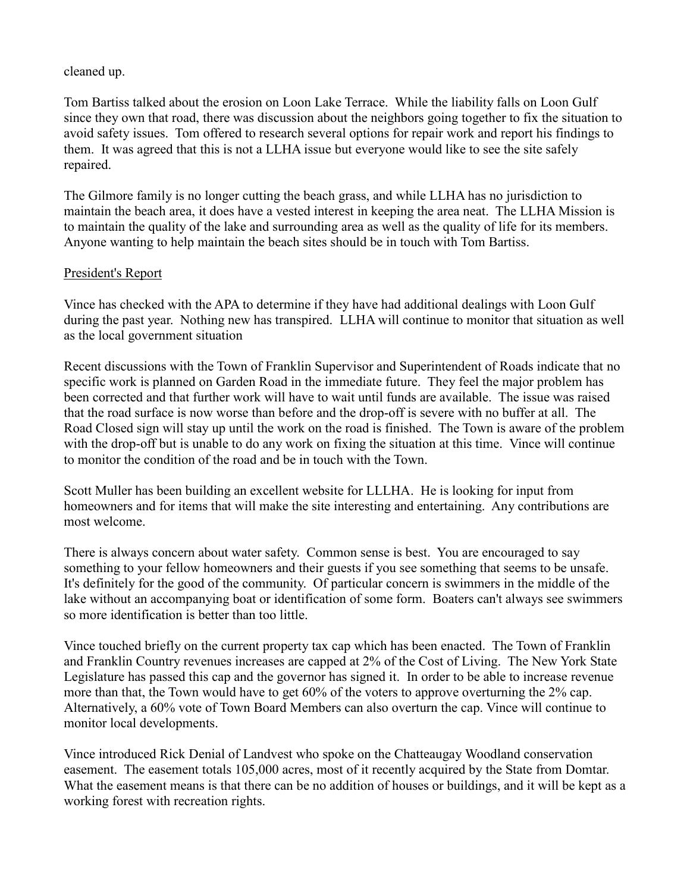cleaned up.

Tom Bartiss talked about the erosion on Loon Lake Terrace. While the liability falls on Loon Gulf since they own that road, there was discussion about the neighbors going together to fix the situation to avoid safety issues. Tom offered to research several options for repair work and report his findings to them. It was agreed that this is not a LLHA issue but everyone would like to see the site safely repaired.

The Gilmore family is no longer cutting the beach grass, and while LLHA has no jurisdiction to maintain the beach area, it does have a vested interest in keeping the area neat. The LLHA Mission is to maintain the quality of the lake and surrounding area as well as the quality of life for its members. Anyone wanting to help maintain the beach sites should be in touch with Tom Bartiss.

## President's Report

Vince has checked with the APA to determine if they have had additional dealings with Loon Gulf during the past year. Nothing new has transpired. LLHA will continue to monitor that situation as well as the local government situation

Recent discussions with the Town of Franklin Supervisor and Superintendent of Roads indicate that no specific work is planned on Garden Road in the immediate future. They feel the major problem has been corrected and that further work will have to wait until funds are available. The issue was raised that the road surface is now worse than before and the drop-off is severe with no buffer at all. The Road Closed sign will stay up until the work on the road is finished. The Town is aware of the problem with the drop-off but is unable to do any work on fixing the situation at this time. Vince will continue to monitor the condition of the road and be in touch with the Town.

Scott Muller has been building an excellent website for LLLHA. He is looking for input from homeowners and for items that will make the site interesting and entertaining. Any contributions are most welcome.

There is always concern about water safety. Common sense is best. You are encouraged to say something to your fellow homeowners and their guests if you see something that seems to be unsafe. It's definitely for the good of the community. Of particular concern is swimmers in the middle of the lake without an accompanying boat or identification of some form. Boaters can't always see swimmers so more identification is better than too little.

Vince touched briefly on the current property tax cap which has been enacted. The Town of Franklin and Franklin Country revenues increases are capped at 2% of the Cost of Living. The New York State Legislature has passed this cap and the governor has signed it. In order to be able to increase revenue more than that, the Town would have to get 60% of the voters to approve overturning the 2% cap. Alternatively, a 60% vote of Town Board Members can also overturn the cap. Vince will continue to monitor local developments.

Vince introduced Rick Denial of Landvest who spoke on the Chatteaugay Woodland conservation easement. The easement totals 105,000 acres, most of it recently acquired by the State from Domtar. What the easement means is that there can be no addition of houses or buildings, and it will be kept as a working forest with recreation rights.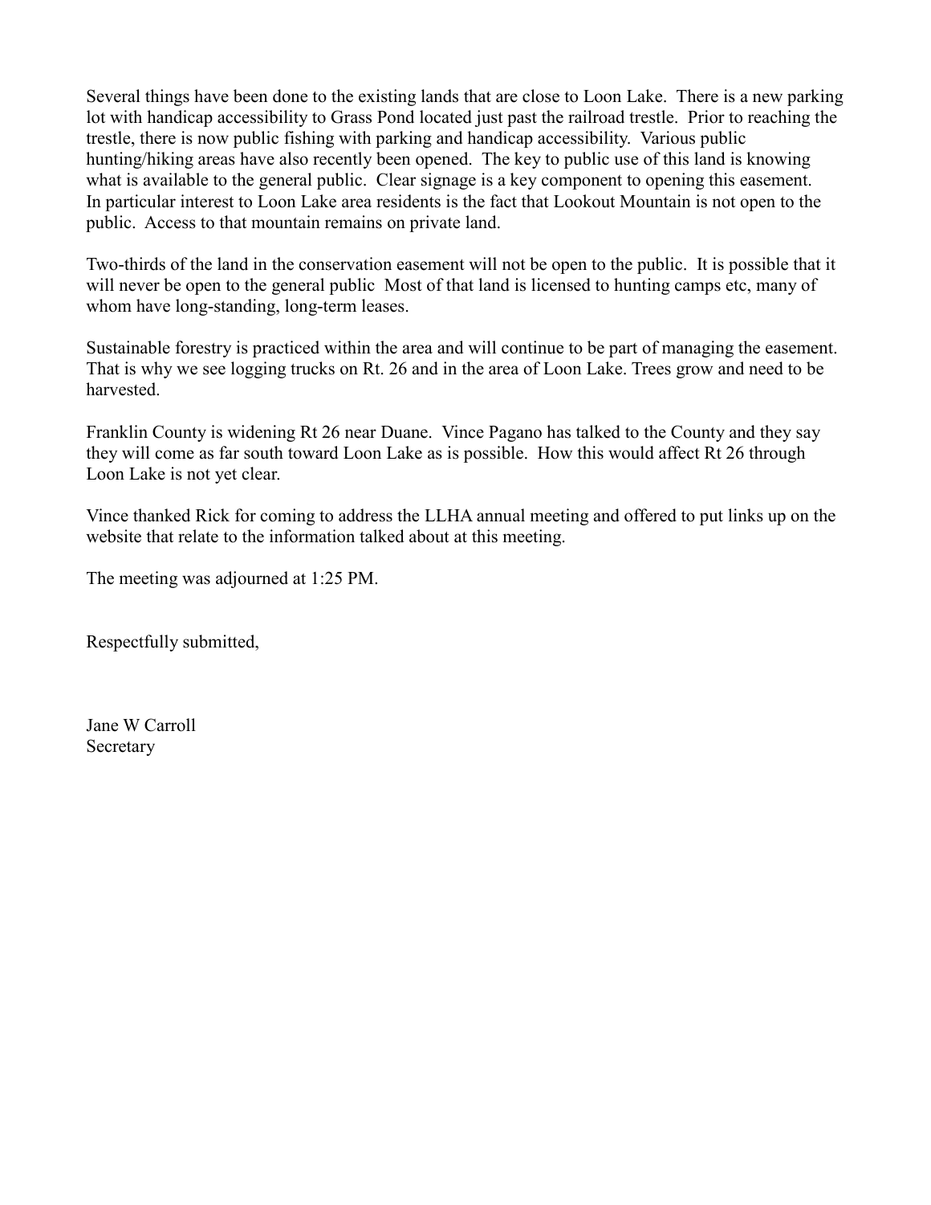Several things have been done to the existing lands that are close to Loon Lake. There is a new parking lot with handicap accessibility to Grass Pond located just past the railroad trestle. Prior to reaching the trestle, there is now public fishing with parking and handicap accessibility. Various public hunting/hiking areas have also recently been opened. The key to public use of this land is knowing what is available to the general public. Clear signage is a key component to opening this easement. In particular interest to Loon Lake area residents is the fact that Lookout Mountain is not open to the public. Access to that mountain remains on private land.

Two-thirds of the land in the conservation easement will not be open to the public. It is possible that it will never be open to the general public Most of that land is licensed to hunting camps etc, many of whom have long-standing, long-term leases.

Sustainable forestry is practiced within the area and will continue to be part of managing the easement. That is why we see logging trucks on Rt. 26 and in the area of Loon Lake. Trees grow and need to be harvested.

Franklin County is widening Rt 26 near Duane. Vince Pagano has talked to the County and they say they will come as far south toward Loon Lake as is possible. How this would affect Rt 26 through Loon Lake is not yet clear.

Vince thanked Rick for coming to address the LLHA annual meeting and offered to put links up on the website that relate to the information talked about at this meeting.

The meeting was adjourned at 1:25 PM.

Respectfully submitted,

Jane W Carroll
Secretary